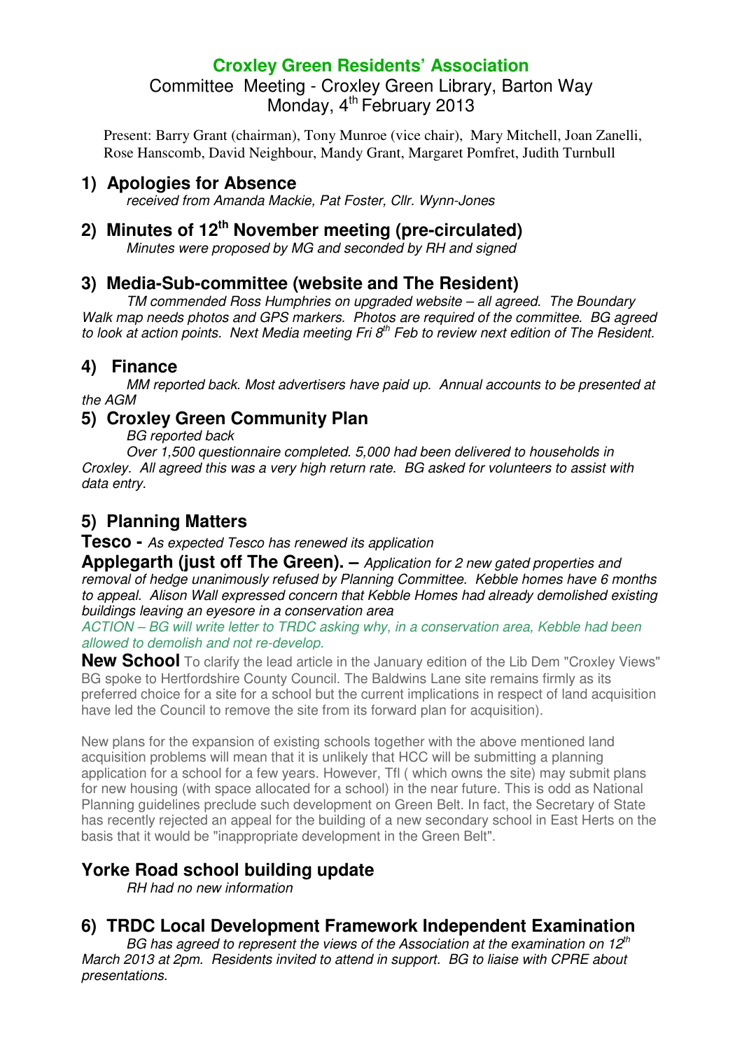# Croxley Green Residents' Association

Committee Meeting - Croxley Green Library, Barton Way
Monday, 4th February 2013

Present: Barry Grant (chairman), Tony Munroe (vice chair), Mary Mitchell, Joan Zanelli, Rose Hanscomb, David Neighbour, Mandy Grant, Margaret Pomfret, Judith Turnbull

## 1) Apologies for Absence

*received from Amanda Mackie, Pat Foster, Cllr. Wynn-Jones*

## 2) Minutes of 12th November meeting (pre-circulated)

*Minutes were proposed by MG and seconded by RH and signed*

## 3) Media-Sub-committee (website and The Resident)

*TM commended Ross Humphries on upgraded website – all agreed. The Boundary Walk map needs photos and GPS markers. Photos are required of the committee. BG agreed to look at action points. Next Media meeting Fri 8th Feb to review next edition of The Resident.*

## 4) Finance

*MM reported back. Most advertisers have paid up. Annual accounts to be presented at the AGM*

## 5) Croxley Green Community Plan

*BG reported back*

*Over 1,500 questionnaire completed. 5,000 had been delivered to households in Croxley. All agreed this was a very high return rate. BG asked for volunteers to assist with data entry.*

## 5) Planning Matters

**Tesco -** *As expected Tesco has renewed its application*

**Applegarth (just off The Green). –** *Application for 2 new gated properties and removal of hedge unanimously refused by Planning Committee. Kebble homes have 6 months to appeal. Alison Wall expressed concern that Kebble Homes had already demolished existing buildings leaving an eyesore in a conservation area*

*ACTION – BG will write letter to TRDC asking why, in a conservation area, Kebble had been allowed to demolish and not re-develop.*

**New School** To clarify the lead article in the January edition of the Lib Dem "Croxley Views" BG spoke to Hertfordshire County Council. The Baldwins Lane site remains firmly as its preferred choice for a site for a school but the current implications in respect of land acquisition have led the Council to remove the site from its forward plan for acquisition).

New plans for the expansion of existing schools together with the above mentioned land acquisition problems will mean that it is unlikely that HCC will be submitting a planning application for a school for a few years. However, Tfl ( which owns the site) may submit plans for new housing (with space allocated for a school) in the near future. This is odd as National Planning guidelines preclude such development on Green Belt. In fact, the Secretary of State has recently rejected an appeal for the building of a new secondary school in East Herts on the basis that it would be "inappropriate development in the Green Belt".

## Yorke Road school building update

*RH had no new information*

## 6) TRDC Local Development Framework Independent Examination

*BG has agreed to represent the views of the Association at the examination on 12th March 2013 at 2pm. Residents invited to attend in support. BG to liaise with CPRE about presentations.*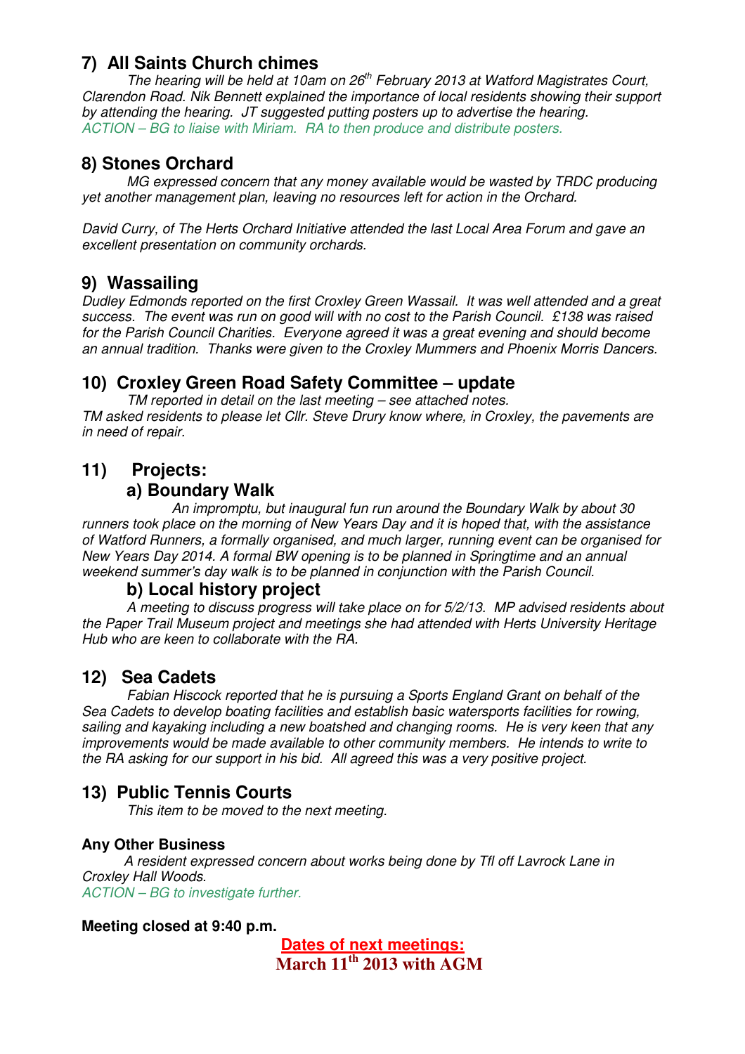## 7) All Saints Church chimes

*The hearing will be held at 10am on 26th February 2013 at Watford Magistrates Court, Clarendon Road. Nik Bennett explained the importance of local residents showing their support by attending the hearing. JT suggested putting posters up to advertise the hearing.*
*ACTION – BG to liaise with Miriam. RA to then produce and distribute posters.*

## 8) Stones Orchard

*MG expressed concern that any money available would be wasted by TRDC producing yet another management plan, leaving no resources left for action in the Orchard.*

*David Curry, of The Herts Orchard Initiative attended the last Local Area Forum and gave an excellent presentation on community orchards.*

## 9) Wassailing

*Dudley Edmonds reported on the first Croxley Green Wassail. It was well attended and a great success. The event was run on good will with no cost to the Parish Council. £138 was raised for the Parish Council Charities. Everyone agreed it was a great evening and should become an annual tradition. Thanks were given to the Croxley Mummers and Phoenix Morris Dancers.*

## 10) Croxley Green Road Safety Committee – update

*TM reported in detail on the last meeting – see attached notes.*
*TM asked residents to please let Cllr. Steve Drury know where, in Croxley, the pavements are in need of repair.*

## 11) Projects:

### a) Boundary Walk

*An impromptu, but inaugural fun run around the Boundary Walk by about 30 runners took place on the morning of New Years Day and it is hoped that, with the assistance of Watford Runners, a formally organised, and much larger, running event can be organised for New Years Day 2014. A formal BW opening is to be planned in Springtime and an annual weekend summer's day walk is to be planned in conjunction with the Parish Council.*

### b) Local history project

*A meeting to discuss progress will take place on for 5/2/13. MP advised residents about the Paper Trail Museum project and meetings she had attended with Herts University Heritage Hub who are keen to collaborate with the RA.*

## 12) Sea Cadets

*Fabian Hiscock reported that he is pursuing a Sports England Grant on behalf of the Sea Cadets to develop boating facilities and establish basic watersports facilities for rowing, sailing and kayaking including a new boatshed and changing rooms. He is very keen that any improvements would be made available to other community members. He intends to write to the RA asking for our support in his bid. All agreed this was a very positive project.*

## 13) Public Tennis Courts

*This item to be moved to the next meeting.*

**Any Other Business**

*A resident expressed concern about works being done by Tfl off Lavrock Lane in Croxley Hall Woods.*
*ACTION – BG to investigate further.*

**Meeting closed at 9:40 p.m.**

**Dates of next meetings:**

**March 11th 2013 with AGM**